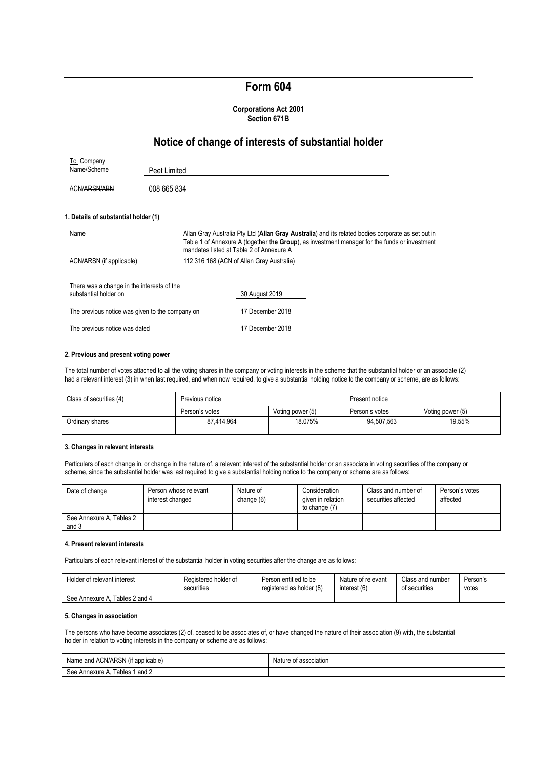# Form 604

**Corporations Act 2001**
**Section 671B**

## Notice of change of interests of substantial holder

| To Company Name/Scheme | Peet Limited |
|---|---|
| ACN/~~ARSN/ABN~~ | 008 665 834 |

### 1. Details of substantial holder (1)

| | |
|---|---|
| Name | Allan Gray Australia Pty Ltd (**Allan Gray Australia**) and its related bodies corporate as set out in Table 1 of Annexure A (together **the Group**), as investment manager for the funds or investment mandates listed at Table 2 of Annexure A |
| ACN/~~ARSN~~ (if applicable) | 112 316 168 (ACN of Allan Gray Australia) |

| | |
|---|---|
| There was a change in the interests of the substantial holder on | 30 August 2019 |
| The previous notice was given to the company on | 17 December 2018 |
| The previous notice was dated | 17 December 2018 |

### 2. Previous and present voting power

The total number of votes attached to all the voting shares in the company or voting interests in the scheme that the substantial holder or an associate (2) had a relevant interest (3) in when last required, and when now required, to give a substantial holding notice to the company or scheme, are as follows:

| Class of securities (4) | Previous notice | | Present notice | |
|---|---|---|---|---|
| | Person's votes | Voting power (5) | Person's votes | Voting power (5) |
| Ordinary shares | 87,414,964 | 18.075% | 94,507,563 | 19.55% |

### 3. Changes in relevant interests

Particulars of each change in, or change in the nature of, a relevant interest of the substantial holder or an associate in voting securities of the company or scheme, since the substantial holder was last required to give a substantial holding notice to the company or scheme are as follows:

| Date of change | Person whose relevant interest changed | Nature of change (6) | Consideration given in relation to change (7) | Class and number of securities affected | Person's votes affected |
|---|---|---|---|---|---|
| See Annexure A, Tables 2 and 3 | | | | | |

### 4. Present relevant interests

Particulars of each relevant interest of the substantial holder in voting securities after the change are as follows:

| Holder of relevant interest | Registered holder of securities | Person entitled to be registered as holder (8) | Nature of relevant interest (6) | Class and number of securities | Person's votes |
|---|---|---|---|---|---|
| See Annexure A, Tables 2 and 4 | | | | | |

### 5. Changes in association

The persons who have become associates (2) of, ceased to be associates of, or have changed the nature of their association (9) with, the substantial holder in relation to voting interests in the company or scheme are as follows:

| Name and ACN/ARSN (if applicable) | Nature of association |
|---|---|
| See Annexure A, Tables 1 and 2 | |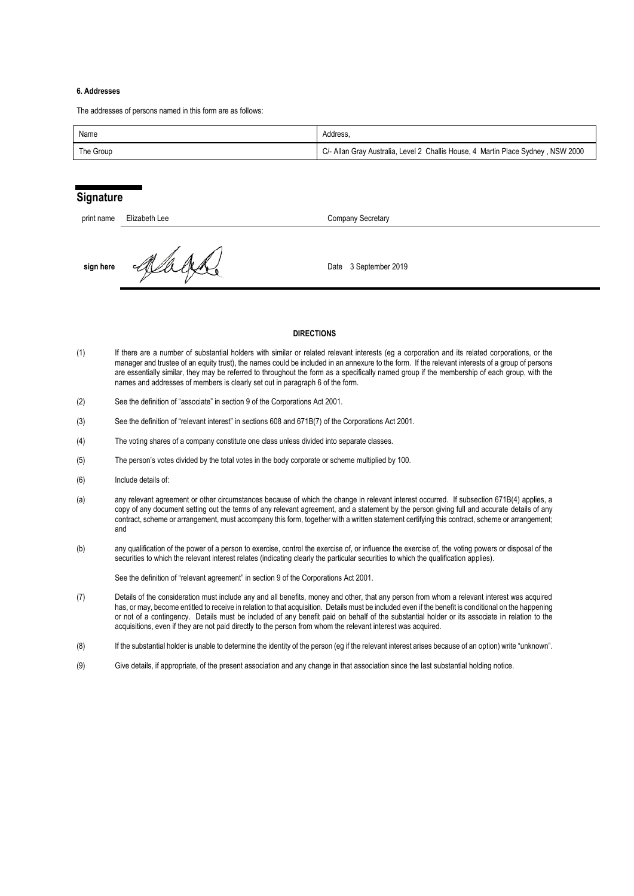**6. Addresses**

The addresses of persons named in this form are as follows:

| Name | Address, |
| --- | --- |
| The Group | C/- Allan Gray Australia, Level 2 Challis House, 4 Martin Place Sydney , NSW 2000 |

## Signature

| print name | Elizabeth Lee | Company Secretary |
| --- | --- | --- |
| **sign here** | | Date 3 September 2019 |

**DIRECTIONS**

(1) If there are a number of substantial holders with similar or related relevant interests (eg a corporation and its related corporations, or the manager and trustee of an equity trust), the names could be included in an annexure to the form. If the relevant interests of a group of persons are essentially similar, they may be referred to throughout the form as a specifically named group if the membership of each group, with the names and addresses of members is clearly set out in paragraph 6 of the form.

(2) See the definition of "associate" in section 9 of the Corporations Act 2001.

(3) See the definition of "relevant interest" in sections 608 and 671B(7) of the Corporations Act 2001.

(4) The voting shares of a company constitute one class unless divided into separate classes.

(5) The person's votes divided by the total votes in the body corporate or scheme multiplied by 100.

(6) Include details of:

(a) any relevant agreement or other circumstances because of which the change in relevant interest occurred. If subsection 671B(4) applies, a copy of any document setting out the terms of any relevant agreement, and a statement by the person giving full and accurate details of any contract, scheme or arrangement, must accompany this form, together with a written statement certifying this contract, scheme or arrangement; and

(b) any qualification of the power of a person to exercise, control the exercise of, or influence the exercise of, the voting powers or disposal of the securities to which the relevant interest relates (indicating clearly the particular securities to which the qualification applies).

See the definition of "relevant agreement" in section 9 of the Corporations Act 2001.

(7) Details of the consideration must include any and all benefits, money and other, that any person from whom a relevant interest was acquired has, or may, become entitled to receive in relation to that acquisition. Details must be included even if the benefit is conditional on the happening or not of a contingency. Details must be included of any benefit paid on behalf of the substantial holder or its associate in relation to the acquisitions, even if they are not paid directly to the person from whom the relevant interest was acquired.

(8) If the substantial holder is unable to determine the identity of the person (eg if the relevant interest arises because of an option) write "unknown".

(9) Give details, if appropriate, of the present association and any change in that association since the last substantial holding notice.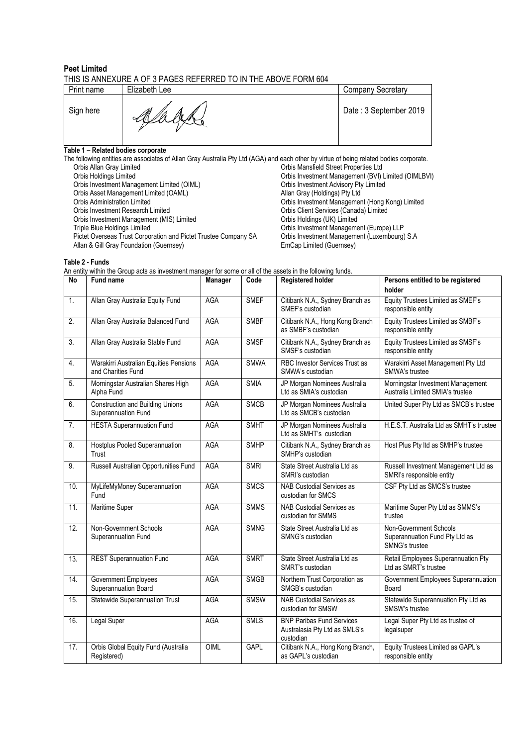**Peet Limited**

THIS IS ANNEXURE A OF 3 PAGES REFERRED TO IN THE ABOVE FORM 604

| Print name | Elizabeth Lee | Company Secretary |
|---|---|---|
| Sign here | | Date : 3 September 2019 |

**Table 1 – Related bodies corporate**

The following entities are associates of Allan Gray Australia Pty Ltd (AGA) and each other by virtue of being related bodies corporate.

- Orbis Allan Gray Limited
- Orbis Holdings Limited
- Orbis Investment Management Limited (OIML)
- Orbis Asset Management Limited (OAML)
- Orbis Administration Limited
- Orbis Investment Research Limited
- Orbis Investment Management (MIS) Limited
- Triple Blue Holdings Limited
- Pictet Overseas Trust Corporation and Pictet Trustee Company SA
- Allan & Gill Gray Foundation (Guernsey)
- Orbis Mansfield Street Properties Ltd
- Orbis Investment Management (BVI) Limited (OIMLBVI)
- Orbis Investment Advisory Pty Limited
- Allan Gray (Holdings) Pty Ltd
- Orbis Investment Management (Hong Kong) Limited
- Orbis Client Services (Canada) Limited
- Orbis Holdings (UK) Limited
- Orbis Investment Management (Europe) LLP
- Orbis Investment Management (Luxembourg) S.A
- EmCap Limited (Guernsey)

**Table 2 - Funds**

An entity within the Group acts as investment manager for some or all of the assets in the following funds.

| No | Fund name | Manager | Code | Registered holder | Persons entitled to be registered holder |
|---|---|---|---|---|---|
| 1. | Allan Gray Australia Equity Fund | AGA | SMEF | Citibank N.A., Sydney Branch as SMEF's custodian | Equity Trustees Limited as SMEF's responsible entity |
| 2. | Allan Gray Australia Balanced Fund | AGA | SMBF | Citibank N.A., Hong Kong Branch as SMBF's custodian | Equity Trustees Limited as SMBF's responsible entity |
| 3. | Allan Gray Australia Stable Fund | AGA | SMSF | Citibank N.A., Sydney Branch as SMSF's custodian | Equity Trustees Limited as SMSF's responsible entity |
| 4. | Warakirri Australian Equities Pensions and Charities Fund | AGA | SMWA | RBC Investor Services Trust as SMWA's custodian | Warakirri Asset Management Pty Ltd SMWA's trustee |
| 5. | Morningstar Australian Shares High Alpha Fund | AGA | SMIA | JP Morgan Nominees Australia Ltd as SMIA's custodian | Morningstar Investment Management Australia Limited SMIA's trustee |
| 6. | Construction and Building Unions Superannuation Fund | AGA | SMCB | JP Morgan Nominees Australia Ltd as SMCB's custodian | United Super Pty Ltd as SMCB's trustee |
| 7. | HESTA Superannuation Fund | AGA | SMHT | JP Morgan Nominees Australia Ltd as SMHT's custodian | H.E.S.T. Australia Ltd as SMHT's trustee |
| 8. | Hostplus Pooled Superannuation Trust | AGA | SMHP | Citibank N.A., Sydney Branch as SMHP's custodian | Host Plus Pty ltd as SMHP's trustee |
| 9. | Russell Australian Opportunities Fund | AGA | SMRI | State Street Australia Ltd as SMRI's custodian | Russell Investment Management Ltd as SMRI's responsible entity |
| 10. | MyLifeMyMoney Superannuation Fund | AGA | SMCS | NAB Custodial Services as custodian for SMCS | CSF Pty Ltd as SMCS's trustee |
| 11. | Maritime Super | AGA | SMMS | NAB Custodial Services as custodian for SMMS | Maritime Super Pty Ltd as SMMS's trustee |
| 12. | Non-Government Schools Superannuation Fund | AGA | SMNG | State Street Australia Ltd as SMNG's custodian | Non-Government Schools Superannuation Fund Pty Ltd as SMNG's trustee |
| 13. | REST Superannuation Fund | AGA | SMRT | State Street Australia Ltd as SMRT's custodian | Retail Employees Superannuation Pty Ltd as SMRT's trustee |
| 14. | Government Employees Superannuation Board | AGA | SMGB | Northern Trust Corporation as SMGB's custodian | Government Employees Superannuation Board |
| 15. | Statewide Superannuation Trust | AGA | SMSW | NAB Custodial Services as custodian for SMSW | Statewide Superannuation Pty Ltd as SMSW's trustee |
| 16. | Legal Super | AGA | SMLS | BNP Paribas Fund Services Australasia Pty Ltd as SMLS's custodian | Legal Super Pty Ltd as trustee of legalsuper |
| 17. | Orbis Global Equity Fund (Australia Registered) | OIML | GAPL | Citibank N.A., Hong Kong Branch, as GAPL's custodian | Equity Trustees Limited as GAPL's responsible entity |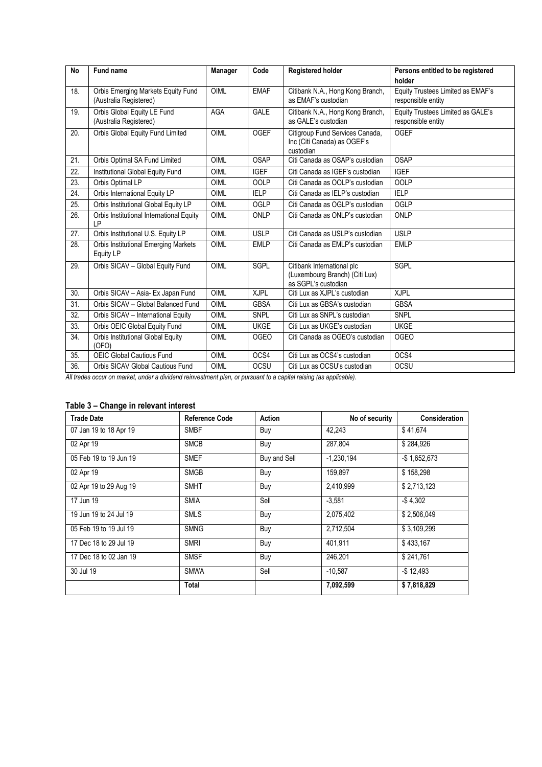| No | Fund name | Manager | Code | Registered holder | Persons entitled to be registered holder |
|---|---|---|---|---|---|
| 18. | Orbis Emerging Markets Equity Fund (Australia Registered) | OIML | EMAF | Citibank N.A., Hong Kong Branch, as EMAF's custodian | Equity Trustees Limited as EMAF's responsible entity |
| 19. | Orbis Global Equity LE Fund (Australia Registered) | AGA | GALE | Citibank N.A., Hong Kong Branch, as GALE's custodian | Equity Trustees Limited as GALE's responsible entity |
| 20. | Orbis Global Equity Fund Limited | OIML | OGEF | Citigroup Fund Services Canada, Inc (Citi Canada) as OGEF's custodian | OGEF |
| 21. | Orbis Optimal SA Fund Limited | OIML | OSAP | Citi Canada as OSAP's custodian | OSAP |
| 22. | Institutional Global Equity Fund | OIML | IGEF | Citi Canada as IGEF's custodian | IGEF |
| 23. | Orbis Optimal LP | OIML | OOLP | Citi Canada as OOLP's custodian | OOLP |
| 24. | Orbis International Equity LP | OIML | IELP | Citi Canada as IELP's custodian | IELP |
| 25. | Orbis Institutional Global Equity LP | OIML | OGLP | Citi Canada as OGLP's custodian | OGLP |
| 26. | Orbis Institutional International Equity LP | OIML | ONLP | Citi Canada as ONLP's custodian | ONLP |
| 27. | Orbis Institutional U.S. Equity LP | OIML | USLP | Citi Canada as USLP's custodian | USLP |
| 28. | Orbis Institutional Emerging Markets Equity LP | OIML | EMLP | Citi Canada as EMLP's custodian | EMLP |
| 29. | Orbis SICAV – Global Equity Fund | OIML | SGPL | Citibank International plc (Luxembourg Branch) (Citi Lux) as SGPL's custodian | SGPL |
| 30. | Orbis SICAV – Asia- Ex Japan Fund | OIML | XJPL | Citi Lux as XJPL's custodian | XJPL |
| 31. | Orbis SICAV – Global Balanced Fund | OIML | GBSA | Citi Lux as GBSA's custodian | GBSA |
| 32. | Orbis SICAV – International Equity | OIML | SNPL | Citi Lux as SNPL's custodian | SNPL |
| 33. | Orbis OEIC Global Equity Fund | OIML | UKGE | Citi Lux as UKGE's custodian | UKGE |
| 34. | Orbis Institutional Global Equity (OFO) | OIML | OGEO | Citi Canada as OGEO's custodian | OGEO |
| 35. | OEIC Global Cautious Fund | OIML | OCS4 | Citi Lux as OCS4's custodian | OCS4 |
| 36. | Orbis SICAV Global Cautious Fund | OIML | OCSU | Citi Lux as OCSU's custodian | OCSU |

*All trades occur on market, under a dividend reinvestment plan, or pursuant to a capital raising (as applicable).*

## Table 3 – Change in relevant interest

| Trade Date | Reference Code | Action | No of security | Consideration |
|---|---|---|---|---|
| 07 Jan 19 to 18 Apr 19 | SMBF | Buy | 42,243 | $ 41,674 |
| 02 Apr 19 | SMCB | Buy | 287,804 | $ 284,926 |
| 05 Feb 19 to 19 Jun 19 | SMEF | Buy and Sell | -1,230,194 | -$ 1,652,673 |
| 02 Apr 19 | SMGB | Buy | 159,897 | $ 158,298 |
| 02 Apr 19 to 29 Aug 19 | SMHT | Buy | 2,410,999 | $ 2,713,123 |
| 17 Jun 19 | SMIA | Sell | -3,581 | -$ 4,302 |
| 19 Jun 19 to 24 Jul 19 | SMLS | Buy | 2,075,402 | $ 2,506,049 |
| 05 Feb 19 to 19 Jul 19 | SMNG | Buy | 2,712,504 | $ 3,109,299 |
| 17 Dec 18 to 29 Jul 19 | SMRI | Buy | 401,911 | $ 433,167 |
| 17 Dec 18 to 02 Jan 19 | SMSF | Buy | 246,201 | $ 241,761 |
| 30 Jul 19 | SMWA | Sell | -10,587 | -$ 12,493 |
| | **Total** | | **7,092,599** | **$ 7,818,829** |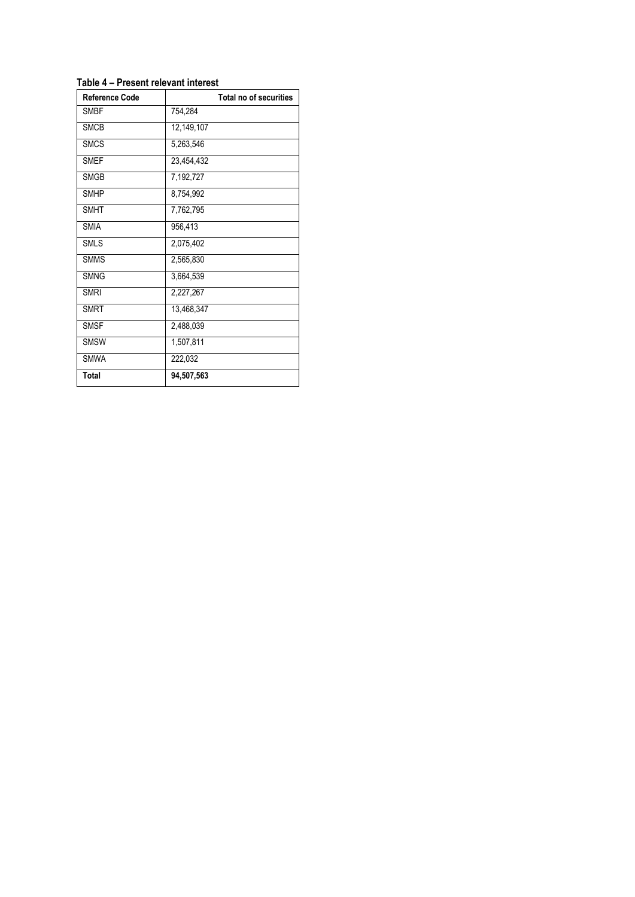**Table 4 – Present relevant interest**

| Reference Code | Total no of securities |
| --- | --- |
| SMBF | 754,284 |
| SMCB | 12,149,107 |
| SMCS | 5,263,546 |
| SMEF | 23,454,432 |
| SMGB | 7,192,727 |
| SMHP | 8,754,992 |
| SMHT | 7,762,795 |
| SMIA | 956,413 |
| SMLS | 2,075,402 |
| SMMS | 2,565,830 |
| SMNG | 3,664,539 |
| SMRI | 2,227,267 |
| SMRT | 13,468,347 |
| SMSF | 2,488,039 |
| SMSW | 1,507,811 |
| SMWA | 222,032 |
| **Total** | **94,507,563** |